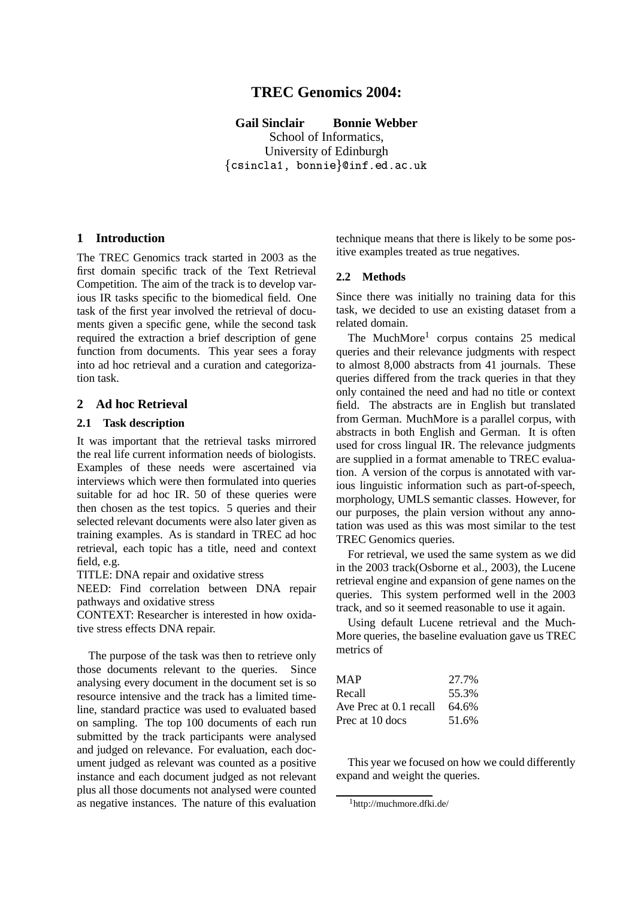# TREC Genomics 2004:

**Gail Sinclair** **Bonnie Webber**
School of Informatics,
University of Edinburgh
{csincla1, bonnie}@inf.ed.ac.uk

## 1 Introduction

The TREC Genomics track started in 2003 as the first domain specific track of the Text Retrieval Competition. The aim of the track is to develop various IR tasks specific to the biomedical field. One task of the first year involved the retrieval of documents given a specific gene, while the second task required the extraction a brief description of gene function from documents. This year sees a foray into ad hoc retrieval and a curation and categorization task.

## 2 Ad hoc Retrieval

### 2.1 Task description

It was important that the retrieval tasks mirrored the real life current information needs of biologists. Examples of these needs were ascertained via interviews which were then formulated into queries suitable for ad hoc IR. 50 of these queries were then chosen as the test topics. 5 queries and their selected relevant documents were also later given as training examples. As is standard in TREC ad hoc retrieval, each topic has a title, need and context field, e.g.

TITLE: DNA repair and oxidative stress

NEED: Find correlation between DNA repair pathways and oxidative stress

CONTEXT: Researcher is interested in how oxidative stress effects DNA repair.

The purpose of the task was then to retrieve only those documents relevant to the queries. Since analysing every document in the document set is so resource intensive and the track has a limited timeline, standard practice was used to evaluated based on sampling. The top 100 documents of each run submitted by the track participants were analysed and judged on relevance. For evaluation, each document judged as relevant was counted as a positive instance and each document judged as not relevant plus all those documents not analysed were counted as negative instances. The nature of this evaluation technique means that there is likely to be some positive examples treated as true negatives.

### 2.2 Methods

Since there was initially no training data for this task, we decided to use an existing dataset from a related domain.

The MuchMore[1] corpus contains 25 medical queries and their relevance judgments with respect to almost 8,000 abstracts from 41 journals. These queries differed from the track queries in that they only contained the need and had no title or context field. The abstracts are in English but translated from German. MuchMore is a parallel corpus, with abstracts in both English and German. It is often used for cross lingual IR. The relevance judgments are supplied in a format amenable to TREC evaluation. A version of the corpus is annotated with various linguistic information such as part-of-speech, morphology, UMLS semantic classes. However, for our purposes, the plain version without any annotation was used as this was most similar to the test TREC Genomics queries.

For retrieval, we used the same system as we did in the 2003 track(Osborne et al., 2003), the Lucene retrieval engine and expansion of gene names on the queries. This system performed well in the 2003 track, and so it seemed reasonable to use it again.

Using default Lucene retrieval and the MuchMore queries, the baseline evaluation gave us TREC metrics of

| | |
|---|---|
| MAP | 27.7% |
| Recall | 55.3% |
| Ave Prec at 0.1 recall | 64.6% |
| Prec at 10 docs | 51.6% |

This year we focused on how we could differently expand and weight the queries.

[1] http://muchmore.dfki.de/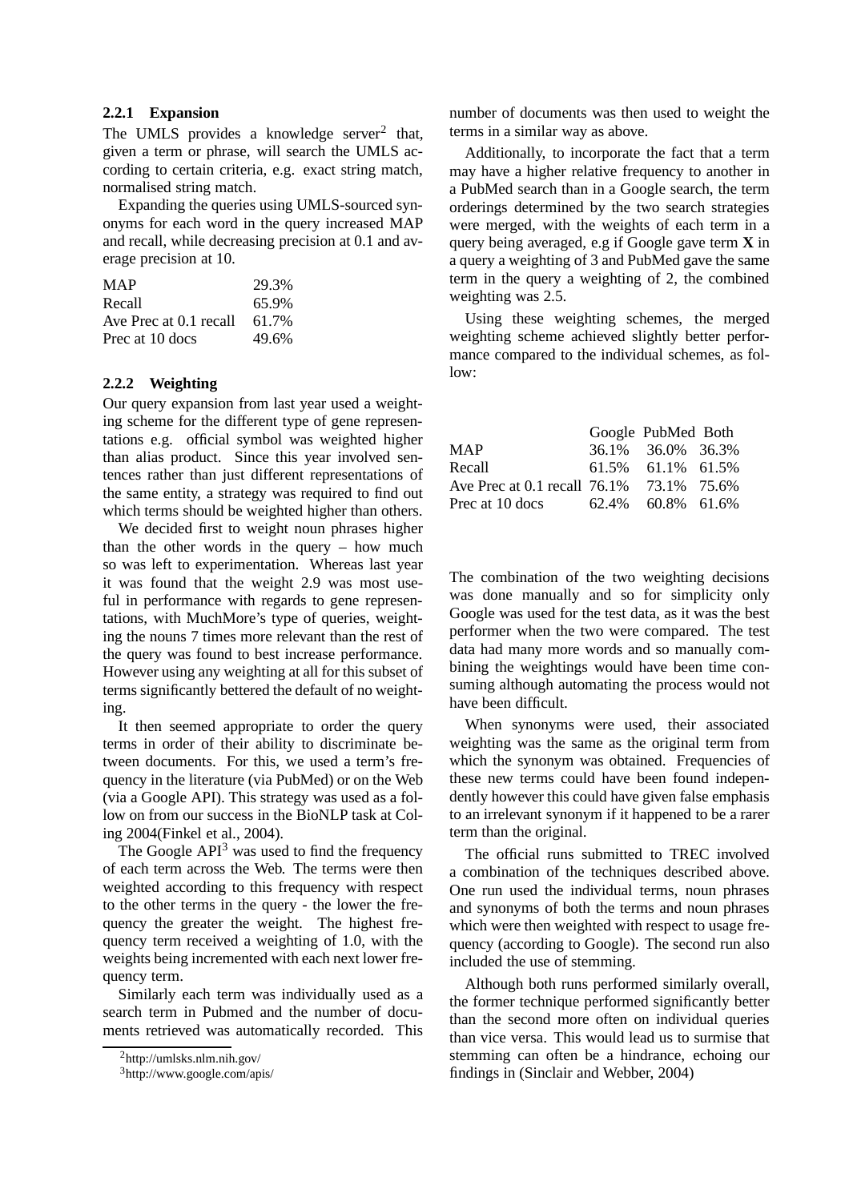### 2.2.1 Expansion

The UMLS provides a knowledge server[2] that, given a term or phrase, will search the UMLS according to certain criteria, e.g. exact string match, normalised string match.

Expanding the queries using UMLS-sourced synonyms for each word in the query increased MAP and recall, while decreasing precision at 0.1 and average precision at 10.

| | |
|---|---|
| MAP | 29.3% |
| Recall | 65.9% |
| Ave Prec at 0.1 recall | 61.7% |
| Prec at 10 docs | 49.6% |

### 2.2.2 Weighting

Our query expansion from last year used a weighting scheme for the different type of gene representations e.g. official symbol was weighted higher than alias product. Since this year involved sentences rather than just different representations of the same entity, a strategy was required to find out which terms should be weighted higher than others.

We decided first to weight noun phrases higher than the other words in the query – how much so was left to experimentation. Whereas last year it was found that the weight 2.9 was most useful in performance with regards to gene representations, with MuchMore's type of queries, weighting the nouns 7 times more relevant than the rest of the query was found to best increase performance. However using any weighting at all for this subset of terms significantly bettered the default of no weighting.

It then seemed appropriate to order the query terms in order of their ability to discriminate between documents. For this, we used a term's frequency in the literature (via PubMed) or on the Web (via a Google API). This strategy was used as a follow on from our success in the BioNLP task at Coling 2004(Finkel et al., 2004).

The Google API[3] was used to find the frequency of each term across the Web. The terms were then weighted according to this frequency with respect to the other terms in the query - the lower the frequency the greater the weight. The highest frequency term received a weighting of 1.0, with the weights being incremented with each next lower frequency term.

Similarly each term was individually used as a search term in Pubmed and the number of documents retrieved was automatically recorded. This number of documents was then used to weight the terms in a similar way as above.

Additionally, to incorporate the fact that a term may have a higher relative frequency to another in a PubMed search than in a Google search, the term orderings determined by the two search strategies were merged, with the weights of each term in a query being averaged, e.g if Google gave term **X** in a query a weighting of 3 and PubMed gave the same term in the query a weighting of 2, the combined weighting was 2.5.

Using these weighting schemes, the merged weighting scheme achieved slightly better performance compared to the individual schemes, as follow:

| | Google | PubMed | Both |
|---|---|---|---|
| MAP | 36.1% | 36.0% | 36.3% |
| Recall | 61.5% | 61.1% | 61.5% |
| Ave Prec at 0.1 recall | 76.1% | 73.1% | 75.6% |
| Prec at 10 docs | 62.4% | 60.8% | 61.6% |

The combination of the two weighting decisions was done manually and so for simplicity only Google was used for the test data, as it was the best performer when the two were compared. The test data had many more words and so manually combining the weightings would have been time consuming although automating the process would not have been difficult.

When synonyms were used, their associated weighting was the same as the original term from which the synonym was obtained. Frequencies of these new terms could have been found independently however this could have given false emphasis to an irrelevant synonym if it happened to be a rarer term than the original.

The official runs submitted to TREC involved a combination of the techniques described above. One run used the individual terms, noun phrases and synonyms of both the terms and noun phrases which were then weighted with respect to usage frequency (according to Google). The second run also included the use of stemming.

Although both runs performed similarly overall, the former technique performed significantly better than the second more often on individual queries than vice versa. This would lead us to surmise that stemming can often be a hindrance, echoing our findings in (Sinclair and Webber, 2004)

[2] http://umlsks.nlm.nih.gov/

[3] http://www.google.com/apis/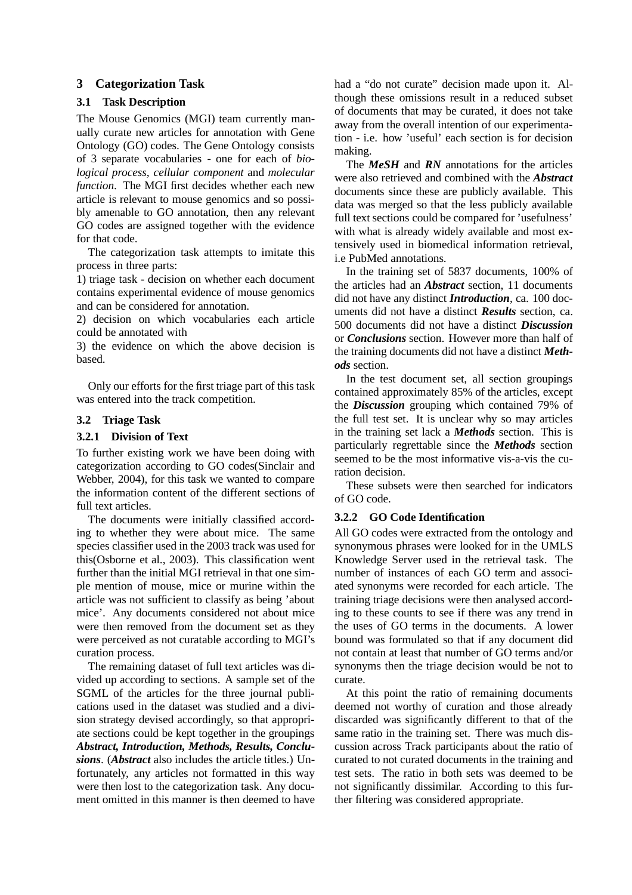## 3 Categorization Task

### 3.1 Task Description

The Mouse Genomics (MGI) team currently manually curate new articles for annotation with Gene Ontology (GO) codes. The Gene Ontology consists of 3 separate vocabularies - one for each of *biological process*, *cellular component* and *molecular function*. The MGI first decides whether each new article is relevant to mouse genomics and so possibly amenable to GO annotation, then any relevant GO codes are assigned together with the evidence for that code.

The categorization task attempts to imitate this process in three parts:

1) triage task - decision on whether each document contains experimental evidence of mouse genomics and can be considered for annotation.

2) decision on which vocabularies each article could be annotated with

3) the evidence on which the above decision is based.

Only our efforts for the first triage part of this task was entered into the track competition.

### 3.2 Triage Task

#### 3.2.1 Division of Text

To further existing work we have been doing with categorization according to GO codes(Sinclair and Webber, 2004), for this task we wanted to compare the information content of the different sections of full text articles.

The documents were initially classified according to whether they were about mice. The same species classifier used in the 2003 track was used for this(Osborne et al., 2003). This classification went further than the initial MGI retrieval in that one simple mention of mouse, mice or murine within the article was not sufficient to classify as being 'about mice'. Any documents considered not about mice were then removed from the document set as they were perceived as not curatable according to MGI's curation process.

The remaining dataset of full text articles was divided up according to sections. A sample set of the SGML of the articles for the three journal publications used in the dataset was studied and a division strategy devised accordingly, so that appropriate sections could be kept together in the groupings ***Abstract, Introduction, Methods, Results, Conclusions***. (***Abstract*** also includes the article titles.) Unfortunately, any articles not formatted in this way were then lost to the categorization task. Any document omitted in this manner is then deemed to have had a "do not curate" decision made upon it. Although these omissions result in a reduced subset of documents that may be curated, it does not take away from the overall intention of our experimentation - i.e. how 'useful' each section is for decision making.

The ***MeSH*** and ***RN*** annotations for the articles were also retrieved and combined with the ***Abstract*** documents since these are publicly available. This data was merged so that the less publicly available full text sections could be compared for 'usefulness' with what is already widely available and most extensively used in biomedical information retrieval, i.e PubMed annotations.

In the training set of 5837 documents, 100% of the articles had an ***Abstract*** section, 11 documents did not have any distinct ***Introduction***, ca. 100 documents did not have a distinct ***Results*** section, ca. 500 documents did not have a distinct ***Discussion*** or ***Conclusions*** section. However more than half of the training documents did not have a distinct ***Methods*** section.

In the test document set, all section groupings contained approximately 85% of the articles, except the ***Discussion*** grouping which contained 79% of the full test set. It is unclear why so may articles in the training set lack a ***Methods*** section. This is particularly regrettable since the ***Methods*** section seemed to be the most informative vis-a-vis the curation decision.

These subsets were then searched for indicators of GO code.

#### 3.2.2 GO Code Identification

All GO codes were extracted from the ontology and synonymous phrases were looked for in the UMLS Knowledge Server used in the retrieval task. The number of instances of each GO term and associated synonyms were recorded for each article. The training triage decisions were then analysed according to these counts to see if there was any trend in the uses of GO terms in the documents. A lower bound was formulated so that if any document did not contain at least that number of GO terms and/or synonyms then the triage decision would be not to curate.

At this point the ratio of remaining documents deemed not worthy of curation and those already discarded was significantly different to that of the same ratio in the training set. There was much discussion across Track participants about the ratio of curated to not curated documents in the training and test sets. The ratio in both sets was deemed to be not significantly dissimilar. According to this further filtering was considered appropriate.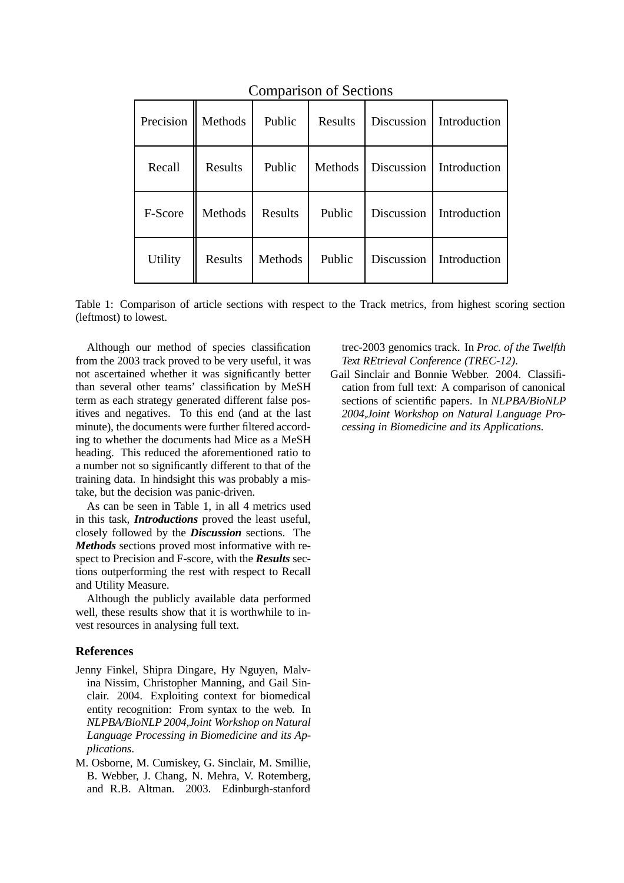Comparison of Sections

| | | | | | |
|---|---|---|---|---|---|
| Precision | Methods | Public | Results | Discussion | Introduction |
| Recall | Results | Public | Methods | Discussion | Introduction |
| F-Score | Methods | Results | Public | Discussion | Introduction |
| Utility | Results | Methods | Public | Discussion | Introduction |

Table 1: Comparison of article sections with respect to the Track metrics, from highest scoring section (leftmost) to lowest.

Although our method of species classification from the 2003 track proved to be very useful, it was not ascertained whether it was significantly better than several other teams' classification by MeSH term as each strategy generated different false positives and negatives. To this end (and at the last minute), the documents were further filtered according to whether the documents had Mice as a MeSH heading. This reduced the aforementioned ratio to a number not so significantly different to that of the training data. In hindsight this was probably a mistake, but the decision was panic-driven.

As can be seen in Table 1, in all 4 metrics used in this task, ***Introductions*** proved the least useful, closely followed by the ***Discussion*** sections. The ***Methods*** sections proved most informative with respect to Precision and F-score, with the ***Results*** sections outperforming the rest with respect to Recall and Utility Measure.

Although the publicly available data performed well, these results show that it is worthwhile to invest resources in analysing full text.

## References

Jenny Finkel, Shipra Dingare, Hy Nguyen, Malvina Nissim, Christopher Manning, and Gail Sinclair. 2004. Exploiting context for biomedical entity recognition: From syntax to the web. In *NLPBA/BioNLP 2004,Joint Workshop on Natural Language Processing in Biomedicine and its Applications*.

M. Osborne, M. Cumiskey, G. Sinclair, M. Smillie, B. Webber, J. Chang, N. Mehra, V. Rotemberg, and R.B. Altman. 2003. Edinburgh-stanford trec-2003 genomics track. In *Proc. of the Twelfth Text REtrieval Conference (TREC-12)*.

Gail Sinclair and Bonnie Webber. 2004. Classification from full text: A comparison of canonical sections of scientific papers. In *NLPBA/BioNLP 2004,Joint Workshop on Natural Language Processing in Biomedicine and its Applications*.